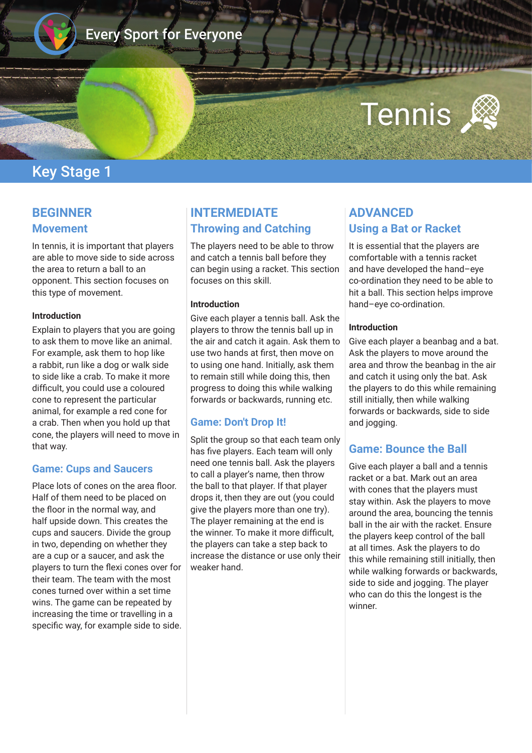Every Sport for Everyone

# Tennis

## Key Stage 1

### BEGINNER
### Movement

In tennis, it is important that players are able to move side to side across the area to return a ball to an opponent. This section focuses on this type of movement.

**Introduction**

Explain to players that you are going to ask them to move like an animal. For example, ask them to hop like a rabbit, run like a dog or walk side to side like a crab. To make it more difficult, you could use a coloured cone to represent the particular animal, for example a red cone for a crab. Then when you hold up that cone, the players will need to move in that way.

#### Game: Cups and Saucers

Place lots of cones on the area floor. Half of them need to be placed on the floor in the normal way, and half upside down. This creates the cups and saucers. Divide the group in two, depending on whether they are a cup or a saucer, and ask the players to turn the flexi cones over for their team. The team with the most cones turned over within a set time wins. The game can be repeated by increasing the time or travelling in a specific way, for example side to side.

### INTERMEDIATE
### Throwing and Catching

The players need to be able to throw and catch a tennis ball before they can begin using a racket. This section focuses on this skill.

**Introduction**

Give each player a tennis ball. Ask the players to throw the tennis ball up in the air and catch it again. Ask them to use two hands at first, then move on to using one hand. Initially, ask them to remain still while doing this, then progress to doing this while walking forwards or backwards, running etc.

#### Game: Don't Drop It!

Split the group so that each team only has five players. Each team will only need one tennis ball. Ask the players to call a player's name, then throw the ball to that player. If that player drops it, then they are out (you could give the players more than one try). The player remaining at the end is the winner. To make it more difficult, the players can take a step back to increase the distance or use only their weaker hand.

### ADVANCED
### Using a Bat or Racket

It is essential that the players are comfortable with a tennis racket and have developed the hand–eye co-ordination they need to be able to hit a ball. This section helps improve hand–eye co-ordination.

**Introduction**

Give each player a beanbag and a bat. Ask the players to move around the area and throw the beanbag in the air and catch it using only the bat. Ask the players to do this while remaining still initially, then while walking forwards or backwards, side to side and jogging.

#### Game: Bounce the Ball

Give each player a ball and a tennis racket or a bat. Mark out an area with cones that the players must stay within. Ask the players to move around the area, bouncing the tennis ball in the air with the racket. Ensure the players keep control of the ball at all times. Ask the players to do this while remaining still initially, then while walking forwards or backwards, side to side and jogging. The player who can do this the longest is the winner.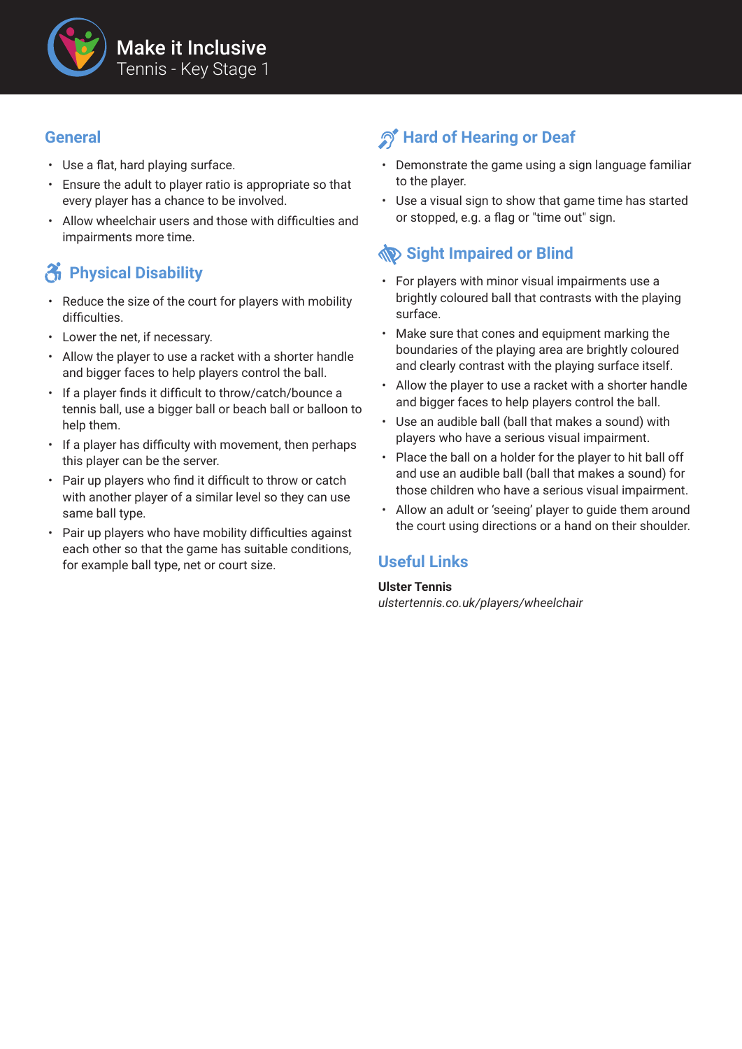# Make it Inclusive

Tennis - Key Stage 1

## General

- Use a flat, hard playing surface.
- Ensure the adult to player ratio is appropriate so that every player has a chance to be involved.
- Allow wheelchair users and those with difficulties and impairments more time.

## Physical Disability

- Reduce the size of the court for players with mobility difficulties.
- Lower the net, if necessary.
- Allow the player to use a racket with a shorter handle and bigger faces to help players control the ball.
- If a player finds it difficult to throw/catch/bounce a tennis ball, use a bigger ball or beach ball or balloon to help them.
- If a player has difficulty with movement, then perhaps this player can be the server.
- Pair up players who find it difficult to throw or catch with another player of a similar level so they can use same ball type.
- Pair up players who have mobility difficulties against each other so that the game has suitable conditions, for example ball type, net or court size.

## Hard of Hearing or Deaf

- Demonstrate the game using a sign language familiar to the player.
- Use a visual sign to show that game time has started or stopped, e.g. a flag or "time out" sign.

## Sight Impaired or Blind

- For players with minor visual impairments use a brightly coloured ball that contrasts with the playing surface.
- Make sure that cones and equipment marking the boundaries of the playing area are brightly coloured and clearly contrast with the playing surface itself.
- Allow the player to use a racket with a shorter handle and bigger faces to help players control the ball.
- Use an audible ball (ball that makes a sound) with players who have a serious visual impairment.
- Place the ball on a holder for the player to hit ball off and use an audible ball (ball that makes a sound) for those children who have a serious visual impairment.
- Allow an adult or 'seeing' player to guide them around the court using directions or a hand on their shoulder.

## Useful Links

**Ulster Tennis**
*ulstertennis.co.uk/players/wheelchair*